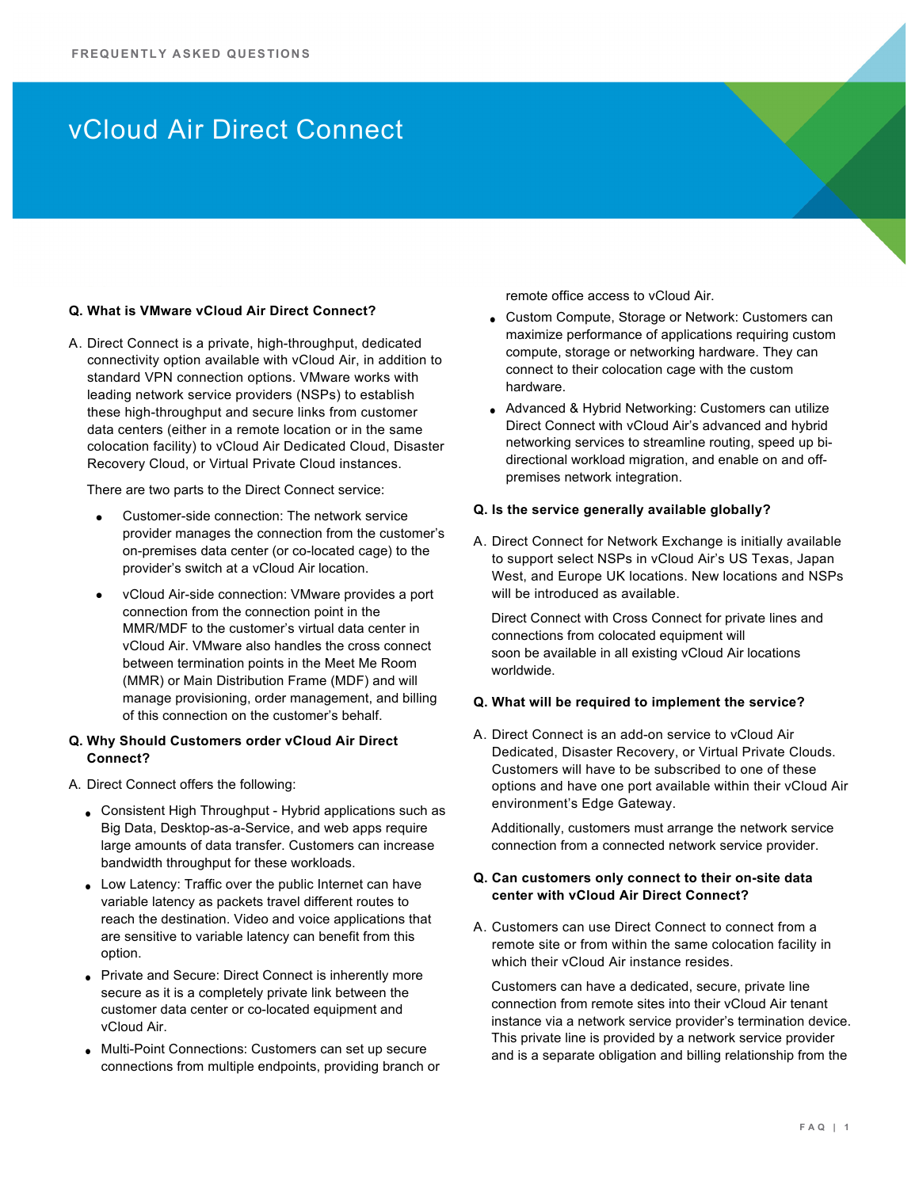# vCloud Air Direct Connect

**Q. What is VMware vCloud Air Direct Connect?**

A. Direct Connect is a private, high-throughput, dedicated connectivity option available with vCloud Air, in addition to standard VPN connection options. VMware works with leading network service providers (NSPs) to establish these high-throughput and secure links from customer data centers (either in a remote location or in the same colocation facility) to vCloud Air Dedicated Cloud, Disaster Recovery Cloud, or Virtual Private Cloud instances.

There are two parts to the Direct Connect service:

- Customer-side connection: The network service provider manages the connection from the customer's on-premises data center (or co-located cage) to the provider's switch at a vCloud Air location.
- vCloud Air-side connection: VMware provides a port connection from the connection point in the MMR/MDF to the customer's virtual data center in vCloud Air. VMware also handles the cross connect between termination points in the Meet Me Room (MMR) or Main Distribution Frame (MDF) and will manage provisioning, order management, and billing of this connection on the customer's behalf.

**Q. Why Should Customers order vCloud Air Direct Connect?**

A. Direct Connect offers the following:

- Consistent High Throughput - Hybrid applications such as Big Data, Desktop-as-a-Service, and web apps require large amounts of data transfer. Customers can increase bandwidth throughput for these workloads.
- Low Latency: Traffic over the public Internet can have variable latency as packets travel different routes to reach the destination. Video and voice applications that are sensitive to variable latency can benefit from this option.
- Private and Secure: Direct Connect is inherently more secure as it is a completely private link between the customer data center or co-located equipment and vCloud Air.
- Multi-Point Connections: Customers can set up secure connections from multiple endpoints, providing branch or remote office access to vCloud Air.
- Custom Compute, Storage or Network: Customers can maximize performance of applications requiring custom compute, storage or networking hardware. They can connect to their colocation cage with the custom hardware.
- Advanced & Hybrid Networking: Customers can utilize Direct Connect with vCloud Air's advanced and hybrid networking services to streamline routing, speed up bi-directional workload migration, and enable on and off-premises network integration.

**Q. Is the service generally available globally?**

A. Direct Connect for Network Exchange is initially available to support select NSPs in vCloud Air's US Texas, Japan West, and Europe UK locations. New locations and NSPs will be introduced as available.

Direct Connect with Cross Connect for private lines and connections from colocated equipment will soon be available in all existing vCloud Air locations worldwide.

**Q. What will be required to implement the service?**

A. Direct Connect is an add-on service to vCloud Air Dedicated, Disaster Recovery, or Virtual Private Clouds. Customers will have to be subscribed to one of these options and have one port available within their vCloud Air environment's Edge Gateway.

Additionally, customers must arrange the network service connection from a connected network service provider.

**Q. Can customers only connect to their on-site data center with vCloud Air Direct Connect?**

A. Customers can use Direct Connect to connect from a remote site or from within the same colocation facility in which their vCloud Air instance resides.

Customers can have a dedicated, secure, private line connection from remote sites into their vCloud Air tenant instance via a network service provider's termination device. This private line is provided by a network service provider and is a separate obligation and billing relationship from the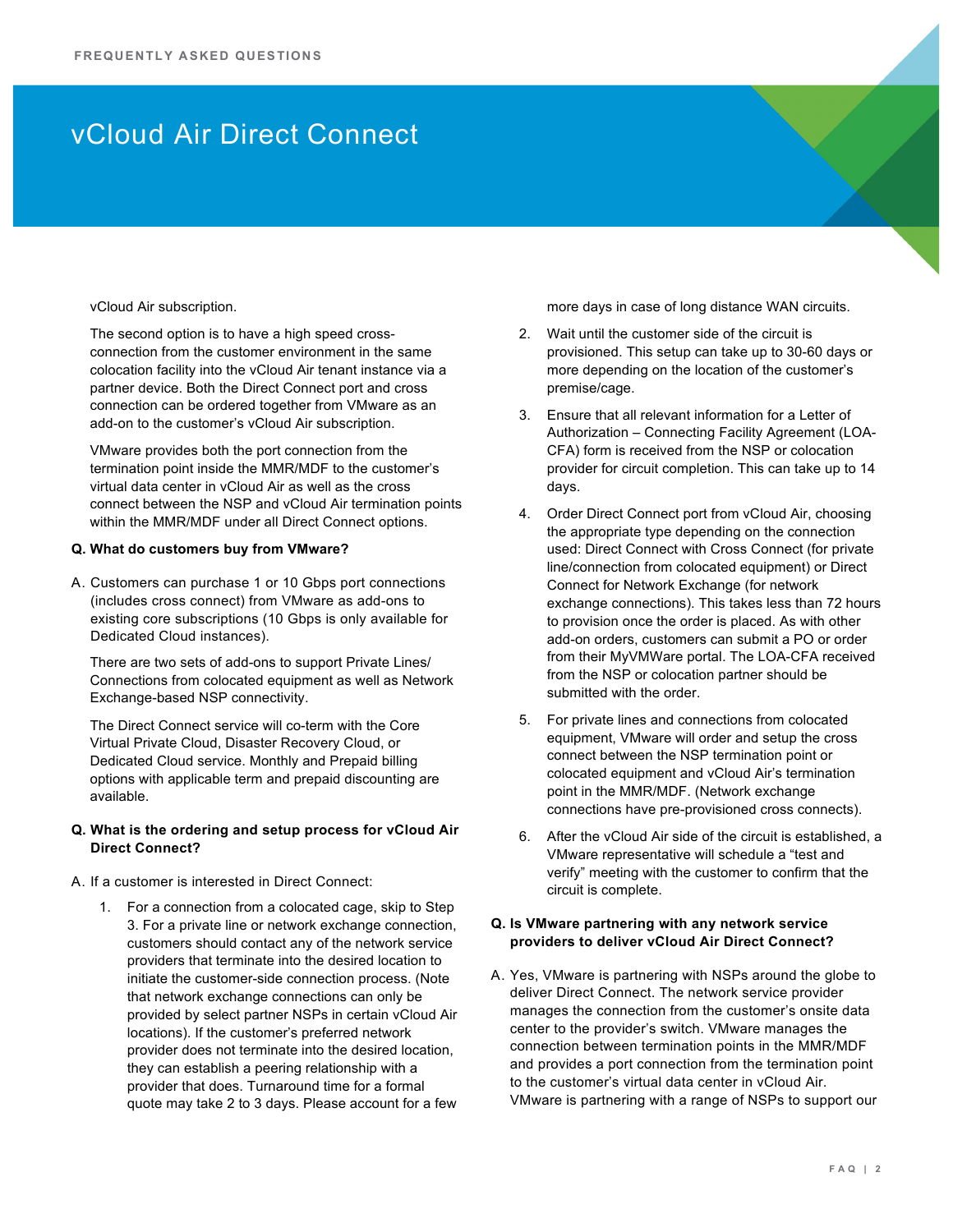vCloud Air subscription.

The second option is to have a high speed cross-connection from the customer environment in the same colocation facility into the vCloud Air tenant instance via a partner device. Both the Direct Connect port and cross connection can be ordered together from VMware as an add-on to the customer's vCloud Air subscription.

VMware provides both the port connection from the termination point inside the MMR/MDF to the customer's virtual data center in vCloud Air as well as the cross connect between the NSP and vCloud Air termination points within the MMR/MDF under all Direct Connect options.

**Q. What do customers buy from VMware?**

A. Customers can purchase 1 or 10 Gbps port connections (includes cross connect) from VMware as add-ons to existing core subscriptions (10 Gbps is only available for Dedicated Cloud instances).

There are two sets of add-ons to support Private Lines/ Connections from colocated equipment as well as Network Exchange-based NSP connectivity.

The Direct Connect service will co-term with the Core Virtual Private Cloud, Disaster Recovery Cloud, or Dedicated Cloud service. Monthly and Prepaid billing options with applicable term and prepaid discounting are available.

**Q. What is the ordering and setup process for vCloud Air Direct Connect?**

A. If a customer is interested in Direct Connect:

1. For a connection from a colocated cage, skip to Step 3. For a private line or network exchange connection, customers should contact any of the network service providers that terminate into the desired location to initiate the customer-side connection process. (Note that network exchange connections can only be provided by select partner NSPs in certain vCloud Air locations). If the customer's preferred network provider does not terminate into the desired location, they can establish a peering relationship with a provider that does. Turnaround time for a formal quote may take 2 to 3 days. Please account for a few more days in case of long distance WAN circuits.
2. Wait until the customer side of the circuit is provisioned. This setup can take up to 30-60 days or more depending on the location of the customer's premise/cage.
3. Ensure that all relevant information for a Letter of Authorization – Connecting Facility Agreement (LOA-CFA) form is received from the NSP or colocation provider for circuit completion. This can take up to 14 days.
4. Order Direct Connect port from vCloud Air, choosing the appropriate type depending on the connection used: Direct Connect with Cross Connect (for private line/connection from colocated equipment) or Direct Connect for Network Exchange (for network exchange connections). This takes less than 72 hours to provision once the order is placed. As with other add-on orders, customers can submit a PO or order from their MyVMWare portal. The LOA-CFA received from the NSP or colocation partner should be submitted with the order.
5. For private lines and connections from colocated equipment, VMware will order and setup the cross connect between the NSP termination point or colocated equipment and vCloud Air's termination point in the MMR/MDF. (Network exchange connections have pre-provisioned cross connects).
6. After the vCloud Air side of the circuit is established, a VMware representative will schedule a "test and verify" meeting with the customer to confirm that the circuit is complete.

**Q. Is VMware partnering with any network service providers to deliver vCloud Air Direct Connect?**

A. Yes, VMware is partnering with NSPs around the globe to deliver Direct Connect. The network service provider manages the connection from the customer's onsite data center to the provider's switch. VMware manages the connection between termination points in the MMR/MDF and provides a port connection from the termination point to the customer's virtual data center in vCloud Air. VMware is partnering with a range of NSPs to support our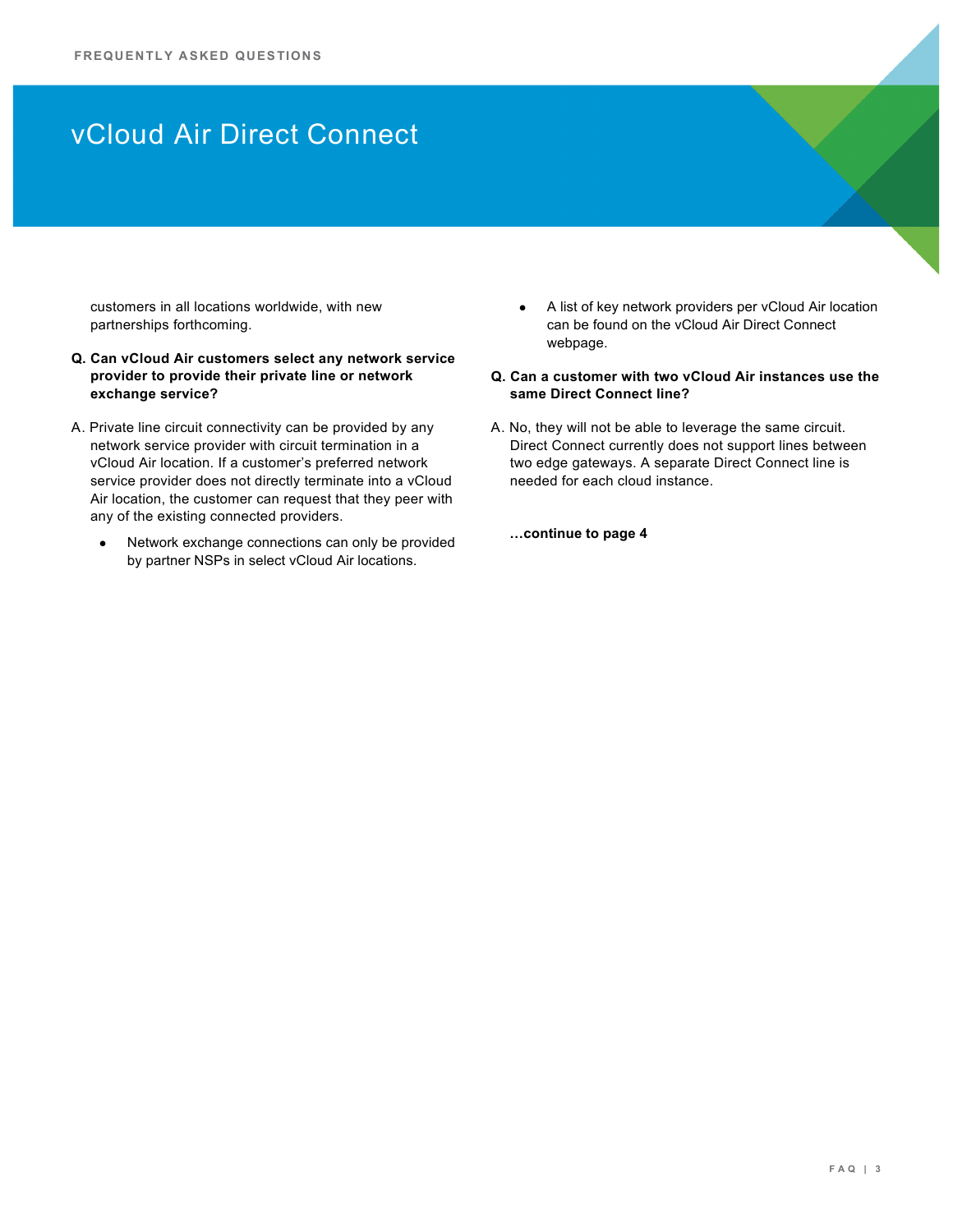# vCloud Air Direct Connect

customers in all locations worldwide, with new partnerships forthcoming.

**Q. Can vCloud Air customers select any network service provider to provide their private line or network exchange service?**

A. Private line circuit connectivity can be provided by any network service provider with circuit termination in a vCloud Air location. If a customer's preferred network service provider does not directly terminate into a vCloud Air location, the customer can request that they peer with any of the existing connected providers.

- Network exchange connections can only be provided by partner NSPs in select vCloud Air locations.
- A list of key network providers per vCloud Air location can be found on the vCloud Air Direct Connect webpage.

**Q. Can a customer with two vCloud Air instances use the same Direct Connect line?**

A. No, they will not be able to leverage the same circuit. Direct Connect currently does not support lines between two edge gateways. A separate Direct Connect line is needed for each cloud instance.

**…continue to page 4**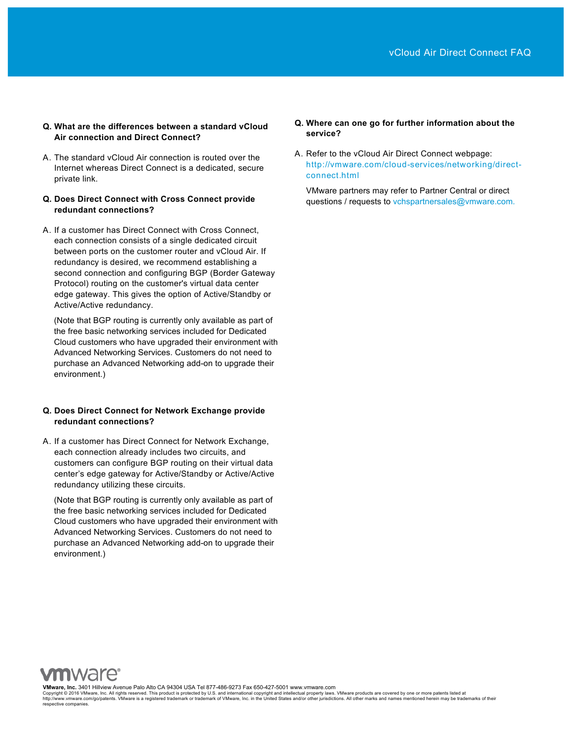**Q. What are the differences between a standard vCloud Air connection and Direct Connect?**

A. The standard vCloud Air connection is routed over the Internet whereas Direct Connect is a dedicated, secure private link.

**Q. Does Direct Connect with Cross Connect provide redundant connections?**

A. If a customer has Direct Connect with Cross Connect, each connection consists of a single dedicated circuit between ports on the customer router and vCloud Air. If redundancy is desired, we recommend establishing a second connection and configuring BGP (Border Gateway Protocol) routing on the customer's virtual data center edge gateway. This gives the option of Active/Standby or Active/Active redundancy.

(Note that BGP routing is currently only available as part of the free basic networking services included for Dedicated Cloud customers who have upgraded their environment with Advanced Networking Services. Customers do not need to purchase an Advanced Networking add-on to upgrade their environment.)

**Q. Does Direct Connect for Network Exchange provide redundant connections?**

A. If a customer has Direct Connect for Network Exchange, each connection already includes two circuits, and customers can configure BGP routing on their virtual data center's edge gateway for Active/Standby or Active/Active redundancy utilizing these circuits.

(Note that BGP routing is currently only available as part of the free basic networking services included for Dedicated Cloud customers who have upgraded their environment with Advanced Networking Services. Customers do not need to purchase an Advanced Networking add-on to upgrade their environment.)

**Q. Where can one go for further information about the service?**

A. Refer to the vCloud Air Direct Connect webpage: http://vmware.com/cloud-services/networking/direct-connect.html

VMware partners may refer to Partner Central or direct questions / requests to vchspartnersales@vmware.com.

**VMware, Inc.** 3401 Hillview Avenue Palo Alto CA 94304 USA Tel 877-486-9273 Fax 650-427-5001 www.vmware.com
Copyright © 2016 VMware, Inc. All rights reserved. This product is protected by U.S. and international copyright and intellectual property laws. VMware products are covered by one or more patents listed at http://www.vmware.com/go/patents. VMware is a registered trademark or trademark of VMware, Inc. in the United States and/or other jurisdictions. All other marks and names mentioned herein may be trademarks of their respective companies.